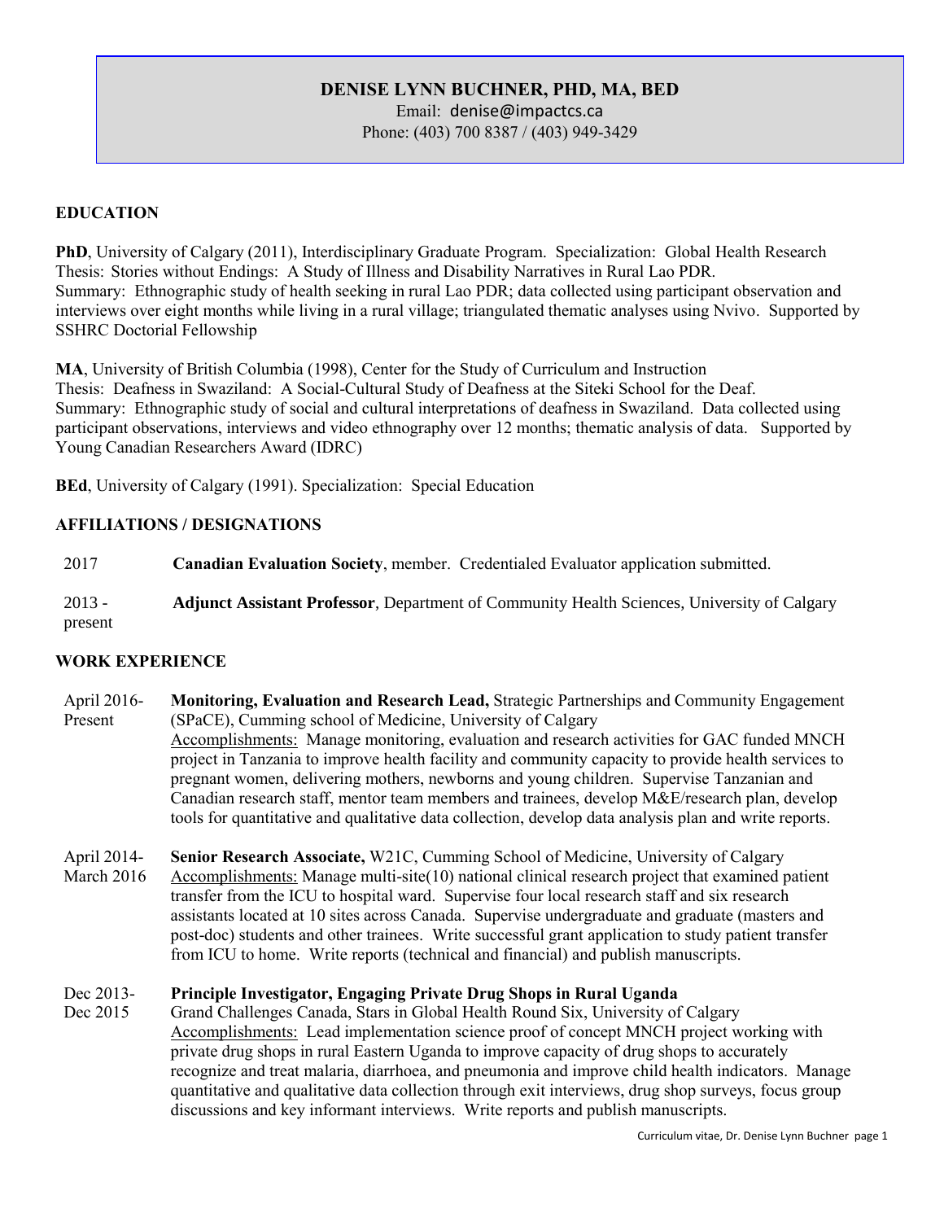# DENISE LYNN BUCHNER, PHD, MA, BED

Email: denise@impactcs.ca
Phone: (403) 700 8387 / (403) 949-3429

## EDUCATION

**PhD**, University of Calgary (2011), Interdisciplinary Graduate Program. Specialization: Global Health Research
Thesis: Stories without Endings: A Study of Illness and Disability Narratives in Rural Lao PDR.
Summary: Ethnographic study of health seeking in rural Lao PDR; data collected using participant observation and interviews over eight months while living in a rural village; triangulated thematic analyses using Nvivo. Supported by SSHRC Doctorial Fellowship

**MA**, University of British Columbia (1998), Center for the Study of Curriculum and Instruction
Thesis: Deafness in Swaziland: A Social-Cultural Study of Deafness at the Siteki School for the Deaf.
Summary: Ethnographic study of social and cultural interpretations of deafness in Swaziland. Data collected using participant observations, interviews and video ethnography over 12 months; thematic analysis of data. Supported by Young Canadian Researchers Award (IDRC)

**BEd**, University of Calgary (1991). Specialization: Special Education

## AFFILIATIONS / DESIGNATIONS

2017 — **Canadian Evaluation Society**, member. Credentialed Evaluator application submitted.

2013 - present — **Adjunct Assistant Professor**, Department of Community Health Sciences, University of Calgary

## WORK EXPERIENCE

**April 2016- Present**
**Monitoring, Evaluation and Research Lead,** Strategic Partnerships and Community Engagement (SPaCE), Cumming school of Medicine, University of Calgary
Accomplishments: Manage monitoring, evaluation and research activities for GAC funded MNCH project in Tanzania to improve health facility and community capacity to provide health services to pregnant women, delivering mothers, newborns and young children. Supervise Tanzanian and Canadian research staff, mentor team members and trainees, develop M&E/research plan, develop tools for quantitative and qualitative data collection, develop data analysis plan and write reports.

**April 2014- March 2016**
**Senior Research Associate,** W21C, Cumming School of Medicine, University of Calgary
Accomplishments: Manage multi-site(10) national clinical research project that examined patient transfer from the ICU to hospital ward. Supervise four local research staff and six research assistants located at 10 sites across Canada. Supervise undergraduate and graduate (masters and post-doc) students and other trainees. Write successful grant application to study patient transfer from ICU to home. Write reports (technical and financial) and publish manuscripts.

**Dec 2013- Dec 2015**
**Principle Investigator, Engaging Private Drug Shops in Rural Uganda**
Grand Challenges Canada, Stars in Global Health Round Six, University of Calgary
Accomplishments: Lead implementation science proof of concept MNCH project working with private drug shops in rural Eastern Uganda to improve capacity of drug shops to accurately recognize and treat malaria, diarrhoea, and pneumonia and improve child health indicators. Manage quantitative and qualitative data collection through exit interviews, drug shop surveys, focus group discussions and key informant interviews. Write reports and publish manuscripts.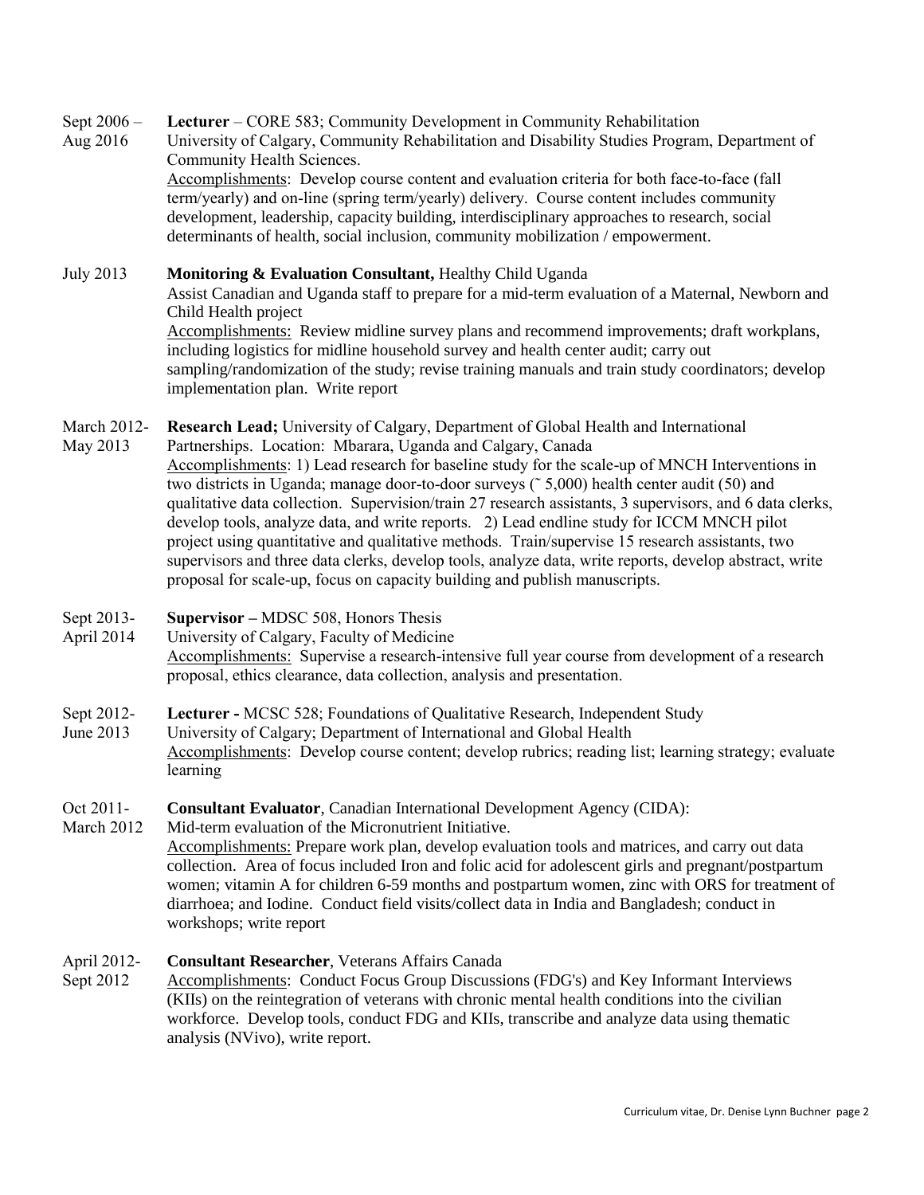Sept 2006 – Aug 2016 **Lecturer** – CORE 583; Community Development in Community Rehabilitation
University of Calgary, Community Rehabilitation and Disability Studies Program, Department of Community Health Sciences.
Accomplishments: Develop course content and evaluation criteria for both face-to-face (fall term/yearly) and on-line (spring term/yearly) delivery. Course content includes community development, leadership, capacity building, interdisciplinary approaches to research, social determinants of health, social inclusion, community mobilization / empowerment.

July 2013 **Monitoring & Evaluation Consultant,** Healthy Child Uganda
Assist Canadian and Uganda staff to prepare for a mid-term evaluation of a Maternal, Newborn and Child Health project
Accomplishments: Review midline survey plans and recommend improvements; draft workplans, including logistics for midline household survey and health center audit; carry out sampling/randomization of the study; revise training manuals and train study coordinators; develop implementation plan. Write report

March 2012- May 2013 **Research Lead;** University of Calgary, Department of Global Health and International Partnerships. Location: Mbarara, Uganda and Calgary, Canada
Accomplishments: 1) Lead research for baseline study for the scale-up of MNCH Interventions in two districts in Uganda; manage door-to-door surveys (˜ 5,000) health center audit (50) and qualitative data collection. Supervision/train 27 research assistants, 3 supervisors, and 6 data clerks, develop tools, analyze data, and write reports. 2) Lead endline study for ICCM MNCH pilot project using quantitative and qualitative methods. Train/supervise 15 research assistants, two supervisors and three data clerks, develop tools, analyze data, write reports, develop abstract, write proposal for scale-up, focus on capacity building and publish manuscripts.

Sept 2013- April 2014 **Supervisor –** MDSC 508, Honors Thesis
University of Calgary, Faculty of Medicine
Accomplishments: Supervise a research-intensive full year course from development of a research proposal, ethics clearance, data collection, analysis and presentation.

Sept 2012- June 2013 **Lecturer -** MCSC 528; Foundations of Qualitative Research, Independent Study
University of Calgary; Department of International and Global Health
Accomplishments: Develop course content; develop rubrics; reading list; learning strategy; evaluate learning

Oct 2011- March 2012 **Consultant Evaluator**, Canadian International Development Agency (CIDA):
Mid-term evaluation of the Micronutrient Initiative.
Accomplishments: Prepare work plan, develop evaluation tools and matrices, and carry out data collection. Area of focus included Iron and folic acid for adolescent girls and pregnant/postpartum women; vitamin A for children 6-59 months and postpartum women, zinc with ORS for treatment of diarrhoea; and Iodine. Conduct field visits/collect data in India and Bangladesh; conduct in workshops; write report

April 2012- Sept 2012 **Consultant Researcher**, Veterans Affairs Canada
Accomplishments: Conduct Focus Group Discussions (FDG's) and Key Informant Interviews (KIIs) on the reintegration of veterans with chronic mental health conditions into the civilian workforce. Develop tools, conduct FDG and KIIs, transcribe and analyze data using thematic analysis (NVivo), write report.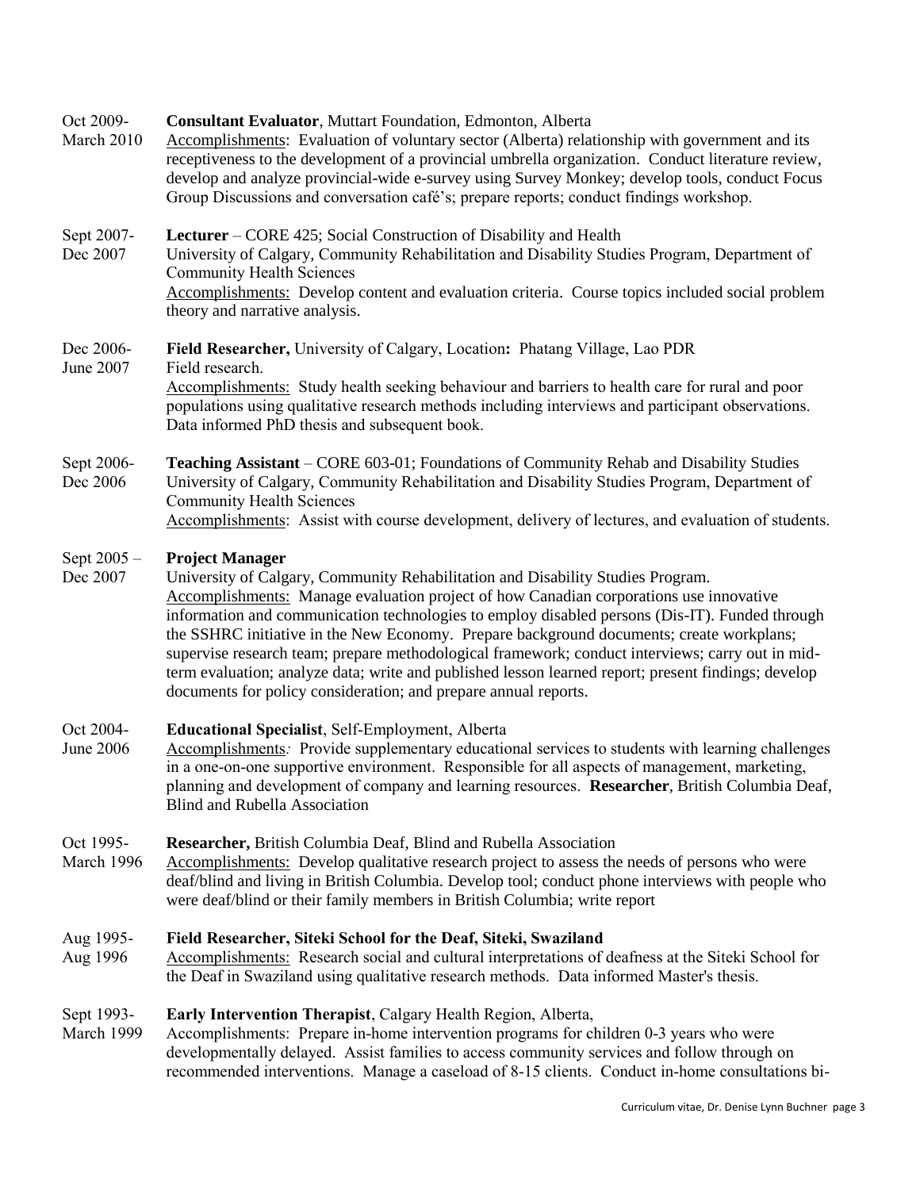Oct 2009- March 2010 **Consultant Evaluator**, Muttart Foundation, Edmonton, Alberta
Accomplishments: Evaluation of voluntary sector (Alberta) relationship with government and its receptiveness to the development of a provincial umbrella organization. Conduct literature review, develop and analyze provincial-wide e-survey using Survey Monkey; develop tools, conduct Focus Group Discussions and conversation café's; prepare reports; conduct findings workshop.

Sept 2007- Dec 2007 **Lecturer** – CORE 425; Social Construction of Disability and Health
University of Calgary, Community Rehabilitation and Disability Studies Program, Department of Community Health Sciences
Accomplishments: Develop content and evaluation criteria. Course topics included social problem theory and narrative analysis.

Dec 2006- June 2007 **Field Researcher,** University of Calgary, Location**:** Phatang Village, Lao PDR
Field research.
Accomplishments: Study health seeking behaviour and barriers to health care for rural and poor populations using qualitative research methods including interviews and participant observations. Data informed PhD thesis and subsequent book.

Sept 2006- Dec 2006 **Teaching Assistant** – CORE 603-01; Foundations of Community Rehab and Disability Studies
University of Calgary, Community Rehabilitation and Disability Studies Program, Department of Community Health Sciences
Accomplishments: Assist with course development, delivery of lectures, and evaluation of students.

Sept 2005 – Dec 2007 **Project Manager**
University of Calgary, Community Rehabilitation and Disability Studies Program.
Accomplishments: Manage evaluation project of how Canadian corporations use innovative information and communication technologies to employ disabled persons (Dis-IT). Funded through the SSHRC initiative in the New Economy. Prepare background documents; create workplans; supervise research team; prepare methodological framework; conduct interviews; carry out in mid-term evaluation; analyze data; write and published lesson learned report; present findings; develop documents for policy consideration; and prepare annual reports.

Oct 2004- June 2006 **Educational Specialist**, Self-Employment, Alberta
Accomplishments*:* Provide supplementary educational services to students with learning challenges in a one-on-one supportive environment. Responsible for all aspects of management, marketing, planning and development of company and learning resources. **Researcher**, British Columbia Deaf, Blind and Rubella Association

Oct 1995- March 1996 **Researcher,** British Columbia Deaf, Blind and Rubella Association
Accomplishments: Develop qualitative research project to assess the needs of persons who were deaf/blind and living in British Columbia. Develop tool; conduct phone interviews with people who were deaf/blind or their family members in British Columbia; write report

Aug 1995- Aug 1996 **Field Researcher, Siteki School for the Deaf, Siteki, Swaziland**
Accomplishments: Research social and cultural interpretations of deafness at the Siteki School for the Deaf in Swaziland using qualitative research methods. Data informed Master's thesis.

Sept 1993- March 1999 **Early Intervention Therapist**, Calgary Health Region, Alberta,
Accomplishments: Prepare in-home intervention programs for children 0-3 years who were developmentally delayed. Assist families to access community services and follow through on recommended interventions. Manage a caseload of 8-15 clients. Conduct in-home consultations bi-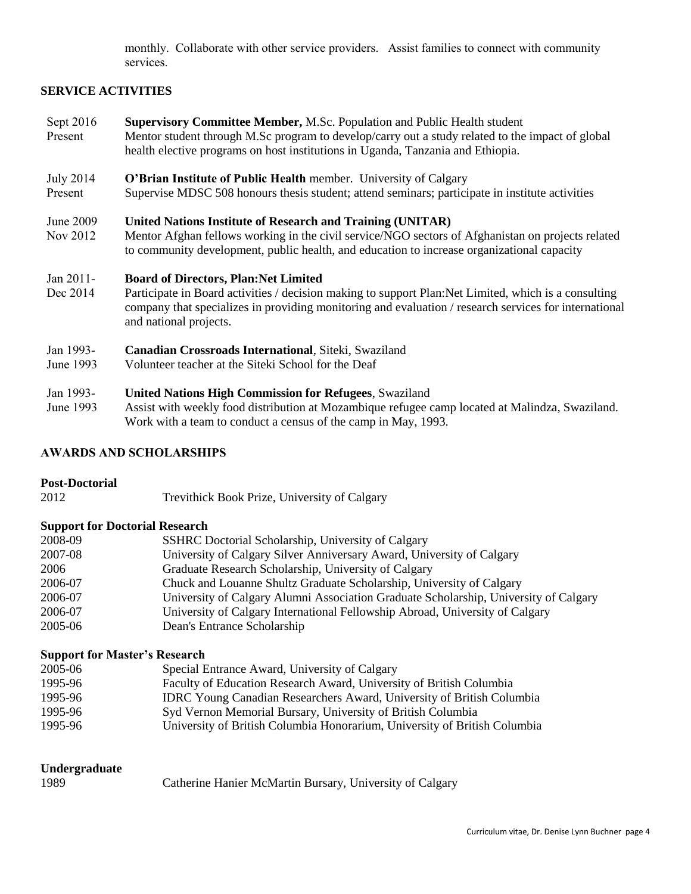monthly. Collaborate with other service providers. Assist families to connect with community services.

## SERVICE ACTIVITIES

Sept 2016 – Present
**Supervisory Committee Member,** M.Sc. Population and Public Health student
Mentor student through M.Sc program to develop/carry out a study related to the impact of global health elective programs on host institutions in Uganda, Tanzania and Ethiopia.

July 2014 – Present
**O'Brian Institute of Public Health** member. University of Calgary
Supervise MDSC 508 honours thesis student; attend seminars; participate in institute activities

June 2009 – Nov 2012
**United Nations Institute of Research and Training (UNITAR)**
Mentor Afghan fellows working in the civil service/NGO sectors of Afghanistan on projects related to community development, public health, and education to increase organizational capacity

Jan 2011- Dec 2014
**Board of Directors, Plan:Net Limited**
Participate in Board activities / decision making to support Plan:Net Limited, which is a consulting company that specializes in providing monitoring and evaluation / research services for international and national projects.

Jan 1993- June 1993
**Canadian Crossroads International**, Siteki, Swaziland
Volunteer teacher at the Siteki School for the Deaf

Jan 1993- June 1993
**United Nations High Commission for Refugees**, Swaziland
Assist with weekly food distribution at Mozambique refugee camp located at Malindza, Swaziland. Work with a team to conduct a census of the camp in May, 1993.

## AWARDS AND SCHOLARSHIPS

**Post-Doctorial**

| | |
|---|---|
| 2012 | Trevithick Book Prize, University of Calgary |

**Support for Doctorial Research**

| | |
|---|---|
| 2008-09 | SSHRC Doctorial Scholarship, University of Calgary |
| 2007-08 | University of Calgary Silver Anniversary Award, University of Calgary |
| 2006 | Graduate Research Scholarship, University of Calgary |
| 2006-07 | Chuck and Louanne Shultz Graduate Scholarship, University of Calgary |
| 2006-07 | University of Calgary Alumni Association Graduate Scholarship, University of Calgary |
| 2006-07 | University of Calgary International Fellowship Abroad, University of Calgary |
| 2005-06 | Dean's Entrance Scholarship |

**Support for Master's Research**

| | |
|---|---|
| 2005-06 | Special Entrance Award, University of Calgary |
| 1995-96 | Faculty of Education Research Award, University of British Columbia |
| 1995-96 | IDRC Young Canadian Researchers Award, University of British Columbia |
| 1995-96 | Syd Vernon Memorial Bursary, University of British Columbia |
| 1995-96 | University of British Columbia Honorarium, University of British Columbia |

**Undergraduate**

| | |
|---|---|
| 1989 | Catherine Hanier McMartin Bursary, University of Calgary |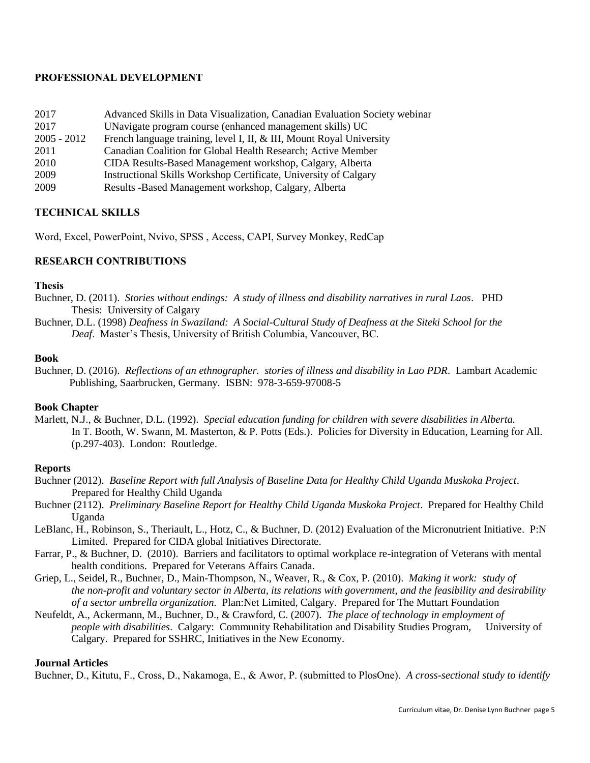## PROFESSIONAL DEVELOPMENT

| | |
|---|---|
| 2017 | Advanced Skills in Data Visualization, Canadian Evaluation Society webinar |
| 2017 | UNavigate program course (enhanced management skills) UC |
| 2005 - 2012 | French language training, level I, II, & III, Mount Royal University |
| 2011 | Canadian Coalition for Global Health Research; Active Member |
| 2010 | CIDA Results-Based Management workshop, Calgary, Alberta |
| 2009 | Instructional Skills Workshop Certificate, University of Calgary |
| 2009 | Results -Based Management workshop, Calgary, Alberta |

## TECHNICAL SKILLS

Word, Excel, PowerPoint, Nvivo, SPSS , Access, CAPI, Survey Monkey, RedCap

## RESEARCH CONTRIBUTIONS

### Thesis

Buchner, D. (2011). *Stories without endings: A study of illness and disability narratives in rural Laos*. PHD Thesis: University of Calgary

Buchner, D.L. (1998) *Deafness in Swaziland: A Social-Cultural Study of Deafness at the Siteki School for the Deaf*. Master's Thesis, University of British Columbia, Vancouver, BC.

### Book

Buchner, D. (2016). *Reflections of an ethnographer. stories of illness and disability in Lao PDR*. Lambart Academic Publishing, Saarbrucken, Germany. ISBN: 978-3-659-97008-5

### Book Chapter

Marlett, N.J., & Buchner, D.L. (1992). *Special education funding for children with severe disabilities in Alberta.* In T. Booth, W. Swann, M. Masterton, & P. Potts (Eds.). Policies for Diversity in Education, Learning for All. (p.297-403). London: Routledge.

### Reports

Buchner (2012). *Baseline Report with full Analysis of Baseline Data for Healthy Child Uganda Muskoka Project*. Prepared for Healthy Child Uganda

Buchner (2112). *Preliminary Baseline Report for Healthy Child Uganda Muskoka Project*. Prepared for Healthy Child Uganda

LeBlanc, H., Robinson, S., Theriault, L., Hotz, C., & Buchner, D. (2012) Evaluation of the Micronutrient Initiative. P:N Limited. Prepared for CIDA global Initiatives Directorate.

Farrar, P., & Buchner, D. (2010). Barriers and facilitators to optimal workplace re-integration of Veterans with mental health conditions. Prepared for Veterans Affairs Canada.

Griep, L., Seidel, R., Buchner, D., Main-Thompson, N., Weaver, R., & Cox, P. (2010). *Making it work: study of the non-profit and voluntary sector in Alberta, its relations with government, and the feasibility and desirability of a sector umbrella organization.* Plan:Net Limited, Calgary. Prepared for The Muttart Foundation

Neufeldt, A., Ackermann, M., Buchner, D., & Crawford, C. (2007). *The place of technology in employment of people with disabilities*. Calgary: Community Rehabilitation and Disability Studies Program, University of Calgary. Prepared for SSHRC, Initiatives in the New Economy.

### Journal Articles

Buchner, D., Kitutu, F., Cross, D., Nakamoga, E., & Awor, P. (submitted to PlosOne). *A cross-sectional study to identify*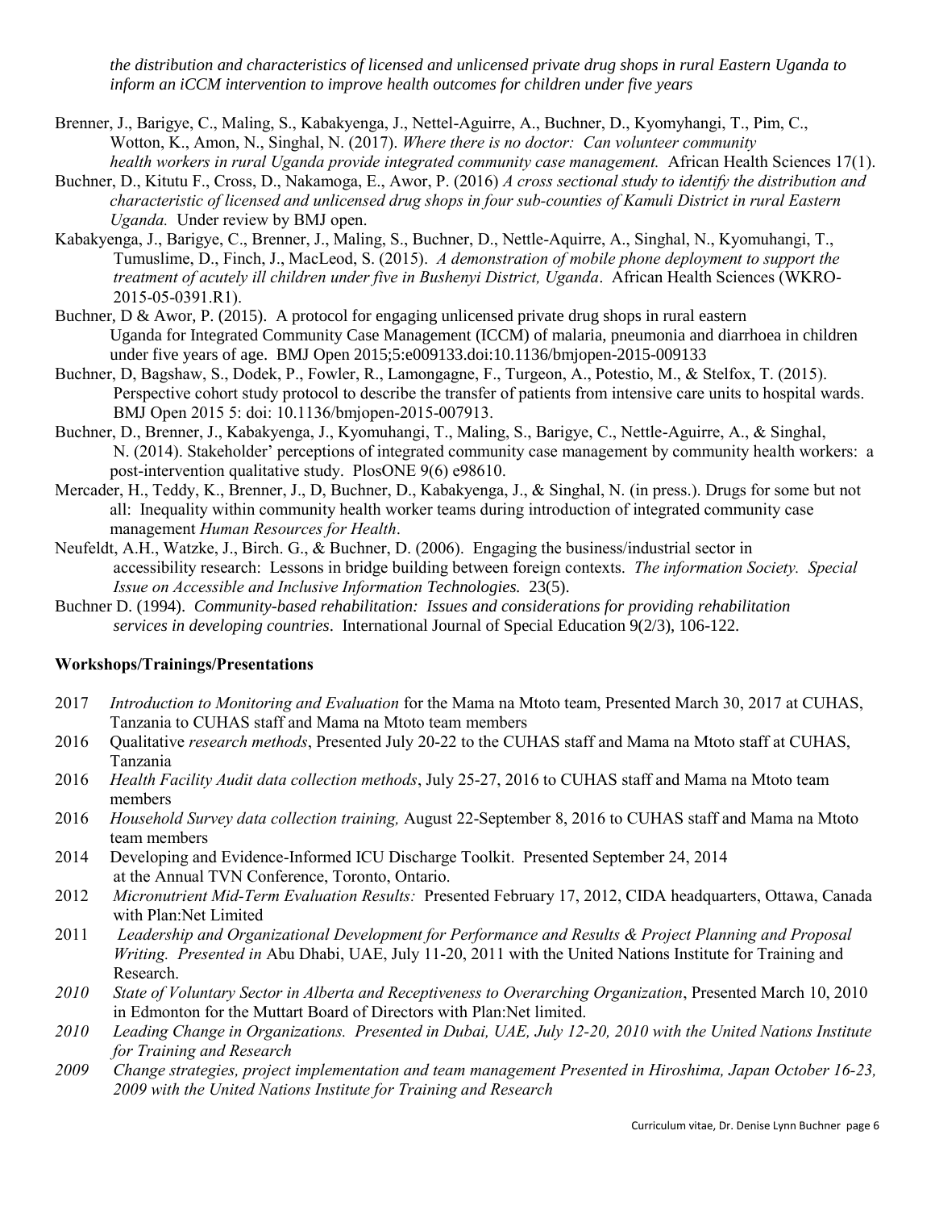*the distribution and characteristics of licensed and unlicensed private drug shops in rural Eastern Uganda to inform an iCCM intervention to improve health outcomes for children under five years*

Brenner, J., Barigye, C., Maling, S., Kabakyenga, J., Nettel-Aguirre, A., Buchner, D., Kyomyhangi, T., Pim, C., Wotton, K., Amon, N., Singhal, N. (2017). *Where there is no doctor: Can volunteer community health workers in rural Uganda provide integrated community case management.* African Health Sciences 17(1).

Buchner, D., Kitutu F., Cross, D., Nakamoga, E., Awor, P. (2016) *A cross sectional study to identify the distribution and characteristic of licensed and unlicensed drug shops in four sub-counties of Kamuli District in rural Eastern Uganda.* Under review by BMJ open.

Kabakyenga, J., Barigye, C., Brenner, J., Maling, S., Buchner, D., Nettle-Aquirre, A., Singhal, N., Kyomuhangi, T., Tumuslime, D., Finch, J., MacLeod, S. (2015). *A demonstration of mobile phone deployment to support the treatment of acutely ill children under five in Bushenyi District, Uganda*. African Health Sciences (WKRO-2015-05-0391.R1).

Buchner, D & Awor, P. (2015). A protocol for engaging unlicensed private drug shops in rural eastern Uganda for Integrated Community Case Management (ICCM) of malaria, pneumonia and diarrhoea in children under five years of age. BMJ Open 2015;5:e009133.doi:10.1136/bmjopen-2015-009133

Buchner, D, Bagshaw, S., Dodek, P., Fowler, R., Lamongagne, F., Turgeon, A., Potestio, M., & Stelfox, T. (2015). Perspective cohort study protocol to describe the transfer of patients from intensive care units to hospital wards. BMJ Open 2015 5: doi: 10.1136/bmjopen-2015-007913.

Buchner, D., Brenner, J., Kabakyenga, J., Kyomuhangi, T., Maling, S., Barigye, C., Nettle-Aguirre, A., & Singhal, N. (2014). Stakeholder' perceptions of integrated community case management by community health workers: a post-intervention qualitative study. PlosONE 9(6) e98610.

Mercader, H., Teddy, K., Brenner, J., D, Buchner, D., Kabakyenga, J., & Singhal, N. (in press.). Drugs for some but not all: Inequality within community health worker teams during introduction of integrated community case management *Human Resources for Health*.

Neufeldt, A.H., Watzke, J., Birch. G., & Buchner, D. (2006). Engaging the business/industrial sector in accessibility research: Lessons in bridge building between foreign contexts. *The information Society. Special Issue on Accessible and Inclusive Information Technologies.* 23(5).

Buchner D. (1994). *Community-based rehabilitation: Issues and considerations for providing rehabilitation services in developing countries*. International Journal of Special Education 9(2/3), 106-122.

**Workshops/Trainings/Presentations**

2017 *Introduction to Monitoring and Evaluation* for the Mama na Mtoto team, Presented March 30, 2017 at CUHAS, Tanzania to CUHAS staff and Mama na Mtoto team members

2016 Qualitative *research methods*, Presented July 20-22 to the CUHAS staff and Mama na Mtoto staff at CUHAS, Tanzania

2016 *Health Facility Audit data collection methods*, July 25-27, 2016 to CUHAS staff and Mama na Mtoto team members

2016 *Household Survey data collection training,* August 22-September 8, 2016 to CUHAS staff and Mama na Mtoto team members

2014 Developing and Evidence-Informed ICU Discharge Toolkit. Presented September 24, 2014 at the Annual TVN Conference, Toronto, Ontario.

2012 *Micronutrient Mid-Term Evaluation Results:* Presented February 17, 2012, CIDA headquarters, Ottawa, Canada with Plan:Net Limited

2011 *Leadership and Organizational Development for Performance and Results & Project Planning and Proposal Writing. Presented in* Abu Dhabi, UAE, July 11-20, 2011 with the United Nations Institute for Training and Research.

*2010* *State of Voluntary Sector in Alberta and Receptiveness to Overarching Organization*, Presented March 10, 2010 in Edmonton for the Muttart Board of Directors with Plan:Net limited.

*2010* *Leading Change in Organizations. Presented in Dubai, UAE, July 12-20, 2010 with the United Nations Institute for Training and Research*

*2009* *Change strategies, project implementation and team management Presented in Hiroshima, Japan October 16-23, 2009 with the United Nations Institute for Training and Research*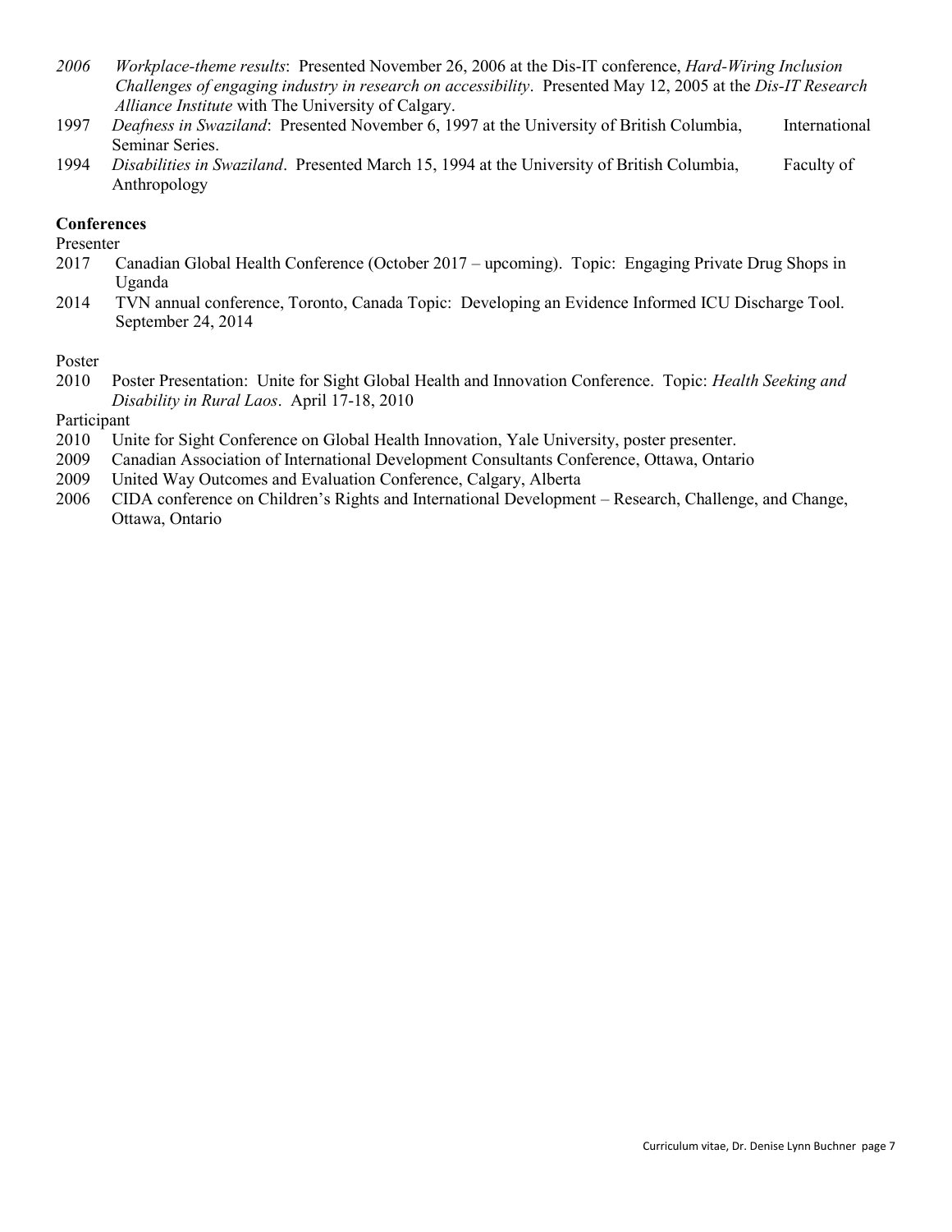*2006* *Workplace-theme results*: Presented November 26, 2006 at the Dis-IT conference, *Hard-Wiring Inclusion Challenges of engaging industry in research on accessibility*. Presented May 12, 2005 at the *Dis-IT Research Alliance Institute* with The University of Calgary.

1997 *Deafness in Swaziland*: Presented November 6, 1997 at the University of British Columbia, International Seminar Series.

1994 *Disabilities in Swaziland*. Presented March 15, 1994 at the University of British Columbia, Faculty of Anthropology

**Conferences**

Presenter

2017 Canadian Global Health Conference (October 2017 – upcoming). Topic: Engaging Private Drug Shops in Uganda

2014 TVN annual conference, Toronto, Canada Topic: Developing an Evidence Informed ICU Discharge Tool. September 24, 2014

Poster

2010 Poster Presentation: Unite for Sight Global Health and Innovation Conference. Topic: *Health Seeking and Disability in Rural Laos*. April 17-18, 2010

Participant

2010 Unite for Sight Conference on Global Health Innovation, Yale University, poster presenter.

2009 Canadian Association of International Development Consultants Conference, Ottawa, Ontario

2009 United Way Outcomes and Evaluation Conference, Calgary, Alberta

2006 CIDA conference on Children's Rights and International Development – Research, Challenge, and Change, Ottawa, Ontario